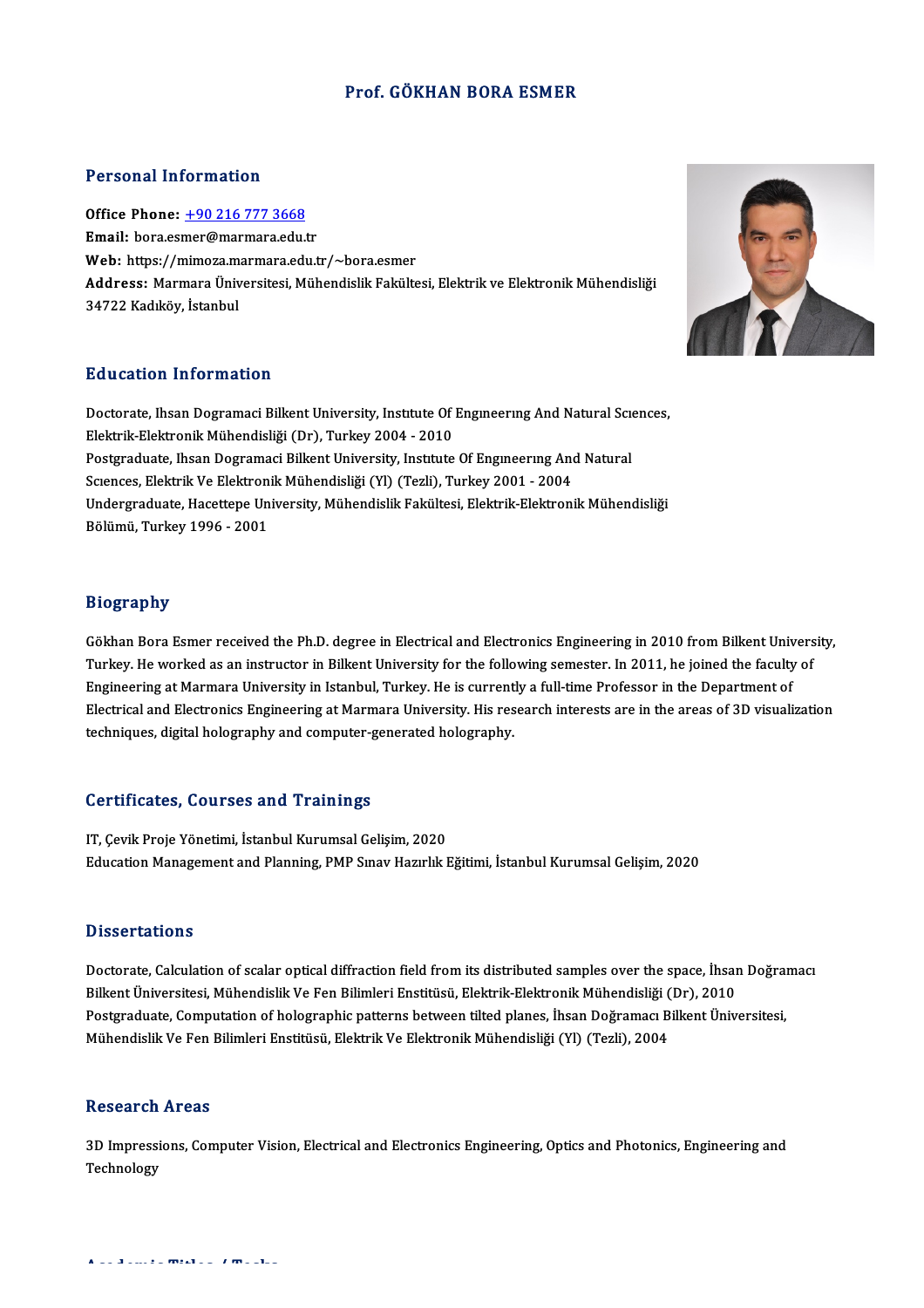# Prof. GÖKHAN BORA ESMER

## Personal Information

**Office Phone:** +90 216 777 3668
**Email:** bora.esmer@marmara.edu.tr
**Web:** https://mimoza.marmara.edu.tr/~bora.esmer
**Address:** Marmara Üniversitesi, Mühendislik Fakültesi, Elektrik ve Elektronik Mühendisliği 34722 Kadıköy, İstanbul

## Education Information

Doctorate, Ihsan Dogramaci Bilkent University, Institute Of Engineering And Natural Sciences, Elektrik-Elektronik Mühendisliği (Dr), Turkey 2004 - 2010
Postgraduate, Ihsan Dogramaci Bilkent University, Institute Of Engineering And Natural Sciences, Elektrik Ve Elektronik Mühendisliği (Yl) (Tezli), Turkey 2001 - 2004
Undergraduate, Hacettepe University, Mühendislik Fakültesi, Elektrik-Elektronik Mühendisliği Bölümü, Turkey 1996 - 2001

## Biography

Gökhan Bora Esmer received the Ph.D. degree in Electrical and Electronics Engineering in 2010 from Bilkent University, Turkey. He worked as an instructor in Bilkent University for the following semester. In 2011, he joined the faculty of Engineering at Marmara University in Istanbul, Turkey. He is currently a full-time Professor in the Department of Electrical and Electronics Engineering at Marmara University. His research interests are in the areas of 3D visualization techniques, digital holography and computer-generated holography.

## Certificates, Courses and Trainings

IT, Çevik Proje Yönetimi, İstanbul Kurumsal Gelişim, 2020
Education Management and Planning, PMP Sınav Hazırlık Eğitimi, İstanbul Kurumsal Gelişim, 2020

## Dissertations

Doctorate, Calculation of scalar optical diffraction field from its distributed samples over the space, İhsan Doğramacı Bilkent Üniversitesi, Mühendislik Ve Fen Bilimleri Enstitüsü, Elektrik-Elektronik Mühendisliği (Dr), 2010
Postgraduate, Computation of holographic patterns between tilted planes, İhsan Doğramacı Bilkent Üniversitesi, Mühendislik Ve Fen Bilimleri Enstitüsü, Elektrik Ve Elektronik Mühendisliği (Yl) (Tezli), 2004

## Research Areas

3D Impressions, Computer Vision, Electrical and Electronics Engineering, Optics and Photonics, Engineering and Technology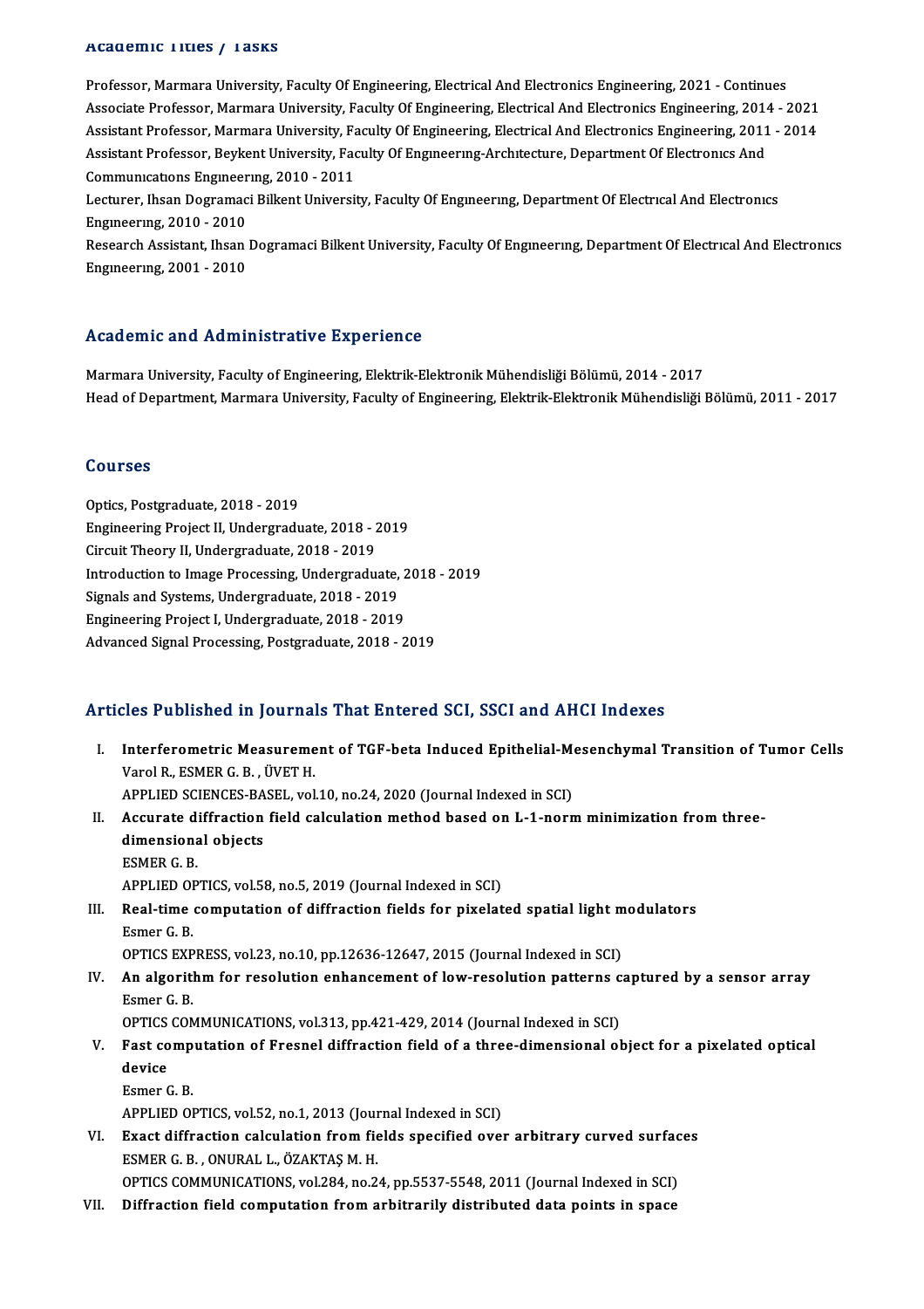## Academic Titles / Tasks

Professor, Marmara University, Faculty Of Engineering, Electrical And Electronics Engineering, 2021 - Continues
Associate Professor, Marmara University, Faculty Of Engineering, Electrical And Electronics Engineering, 2014 - 2021
Assistant Professor, Marmara University, Faculty Of Engineering, Electrical And Electronics Engineering, 2011 - 2014
Assistant Professor, Beykent University, Faculty Of Engineering-Architecture, Department Of Electronics And Communications Engineering, 2010 - 2011
Lecturer, Ihsan Dogramaci Bilkent University, Faculty Of Engineering, Department Of Electrical And Electronics Engineering, 2010 - 2010
Research Assistant, Ihsan Dogramaci Bilkent University, Faculty Of Engineering, Department Of Electrical And Electronics Engineering, 2001 - 2010

## Academic and Administrative Experience

Marmara University, Faculty of Engineering, Elektrik-Elektronik Mühendisliği Bölümü, 2014 - 2017
Head of Department, Marmara University, Faculty of Engineering, Elektrik-Elektronik Mühendisliği Bölümü, 2011 - 2017

## Courses

Optics, Postgraduate, 2018 - 2019
Engineering Project II, Undergraduate, 2018 - 2019
Circuit Theory II, Undergraduate, 2018 - 2019
Introduction to Image Processing, Undergraduate, 2018 - 2019
Signals and Systems, Undergraduate, 2018 - 2019
Engineering Project I, Undergraduate, 2018 - 2019
Advanced Signal Processing, Postgraduate, 2018 - 2019

## Articles Published in Journals That Entered SCI, SSCI and AHCI Indexes

I. **Interferometric Measurement of TGF-beta Induced Epithelial-Mesenchymal Transition of Tumor Cells**
Varol R., ESMER G. B. , ÜVET H.
APPLIED SCIENCES-BASEL, vol.10, no.24, 2020 (Journal Indexed in SCI)

II. **Accurate diffraction field calculation method based on L-1-norm minimization from three-dimensional objects**
ESMER G. B.
APPLIED OPTICS, vol.58, no.5, 2019 (Journal Indexed in SCI)

III. **Real-time computation of diffraction fields for pixelated spatial light modulators**
Esmer G. B.
OPTICS EXPRESS, vol.23, no.10, pp.12636-12647, 2015 (Journal Indexed in SCI)

IV. **An algorithm for resolution enhancement of low-resolution patterns captured by a sensor array**
Esmer G. B.
OPTICS COMMUNICATIONS, vol.313, pp.421-429, 2014 (Journal Indexed in SCI)

V. **Fast computation of Fresnel diffraction field of a three-dimensional object for a pixelated optical device**
Esmer G. B.
APPLIED OPTICS, vol.52, no.1, 2013 (Journal Indexed in SCI)

VI. **Exact diffraction calculation from fields specified over arbitrary curved surfaces**
ESMER G. B. , ONURAL L., ÖZAKTAŞ M. H.
OPTICS COMMUNICATIONS, vol.284, no.24, pp.5537-5548, 2011 (Journal Indexed in SCI)

VII. **Diffraction field computation from arbitrarily distributed data points in space**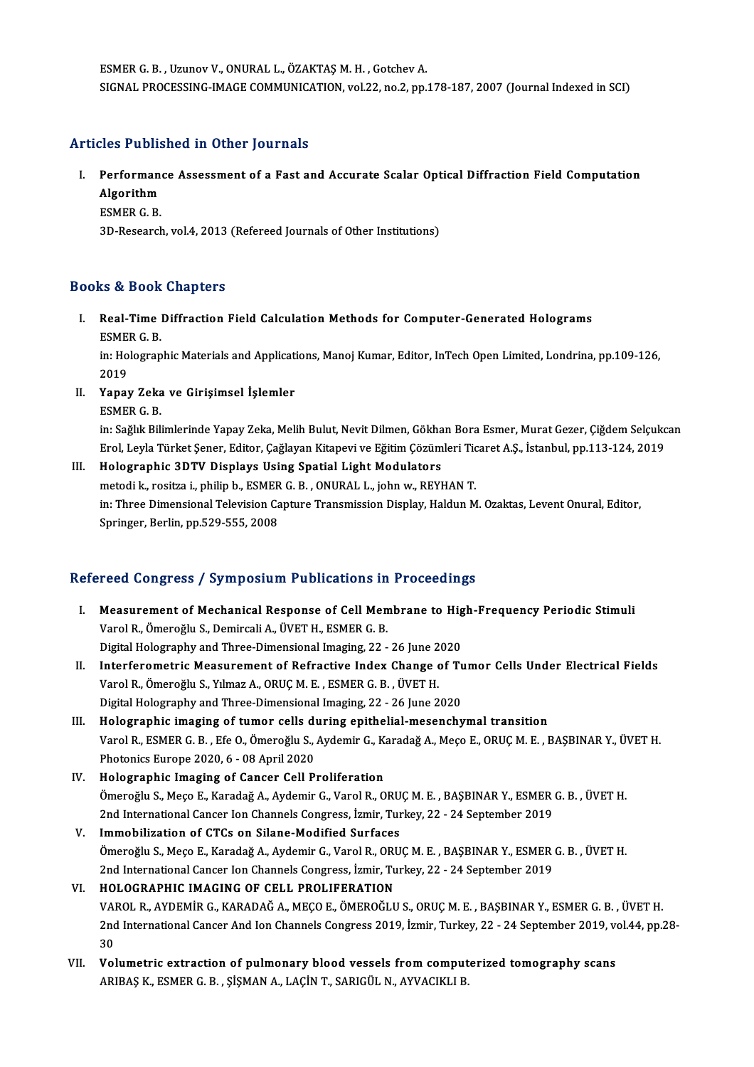ESMER G. B. , Uzunov V., ONURAL L., ÖZAKTAŞ M. H. , Gotchev A.
SIGNAL PROCESSING-IMAGE COMMUNICATION, vol.22, no.2, pp.178-187, 2007 (Journal Indexed in SCI)

## Articles Published in Other Journals

I. **Performance Assessment of a Fast and Accurate Scalar Optical Diffraction Field Computation Algorithm**
ESMER G. B.
3D-Research, vol.4, 2013 (Refereed Journals of Other Institutions)

## Books & Book Chapters

I. **Real-Time Diffraction Field Calculation Methods for Computer-Generated Holograms**
ESMER G. B.
in: Holographic Materials and Applications, Manoj Kumar, Editor, InTech Open Limited, Londrina, pp.109-126, 2019

II. **Yapay Zeka ve Girişimsel İşlemler**
ESMER G. B.
in: Sağlık Bilimlerinde Yapay Zeka, Melih Bulut, Nevit Dilmen, Gökhan Bora Esmer, Murat Gezer, Çiğdem Selçukcan Erol, Leyla Türket Şener, Editor, Çağlayan Kitapevi ve Eğitim Çözümleri Ticaret A.Ş., İstanbul, pp.113-124, 2019

III. **Holographic 3DTV Displays Using Spatial Light Modulators**
metodi k., rositza i., philip b., ESMER G. B. , ONURAL L., john w., REYHAN T.
in: Three Dimensional Television Capture Transmission Display, Haldun M. Ozaktas, Levent Onural, Editor, Springer, Berlin, pp.529-555, 2008

## Refereed Congress / Symposium Publications in Proceedings

I. **Measurement of Mechanical Response of Cell Membrane to High-Frequency Periodic Stimuli**
Varol R., Ömeroğlu S., Demircali A., ÜVET H., ESMER G. B.
Digital Holography and Three-Dimensional Imaging, 22 - 26 June 2020

II. **Interferometric Measurement of Refractive Index Change of Tumor Cells Under Electrical Fields**
Varol R., Ömeroğlu S., Yılmaz A., ORUÇ M. E. , ESMER G. B. , ÜVET H.
Digital Holography and Three-Dimensional Imaging, 22 - 26 June 2020

III. **Holographic imaging of tumor cells during epithelial-mesenchymal transition**
Varol R., ESMER G. B. , Efe O., Ömeroğlu S., Aydemir G., Karadağ A., Meço E., ORUÇ M. E. , BAŞBINAR Y., ÜVET H.
Photonics Europe 2020, 6 - 08 April 2020

IV. **Holographic Imaging of Cancer Cell Proliferation**
Ömeroğlu S., Meço E., Karadağ A., Aydemir G., Varol R., ORUÇ M. E. , BAŞBINAR Y., ESMER G. B. , ÜVET H.
2nd International Cancer Ion Channels Congress, İzmir, Turkey, 22 - 24 September 2019

V. **Immobilization of CTCs on Silane-Modified Surfaces**
Ömeroğlu S., Meço E., Karadağ A., Aydemir G., Varol R., ORUÇ M. E. , BAŞBINAR Y., ESMER G. B. , ÜVET H.
2nd International Cancer Ion Channels Congress, İzmir, Turkey, 22 - 24 September 2019

VI. **HOLOGRAPHIC IMAGING OF CELL PROLIFERATION**
VAROL R., AYDEMİR G., KARADAĞ A., MEÇO E., ÖMEROĞLU S., ORUÇ M. E. , BAŞBINAR Y., ESMER G. B. , ÜVET H.
2nd International Cancer And Ion Channels Congress 2019, İzmir, Turkey, 22 - 24 September 2019, vol.44, pp.28-30

VII. **Volumetric extraction of pulmonary blood vessels from computerized tomography scans**
ARIBAŞ K., ESMER G. B. , ŞİŞMAN A., LAÇİN T., SARIGÜL N., AYVACIKLI B.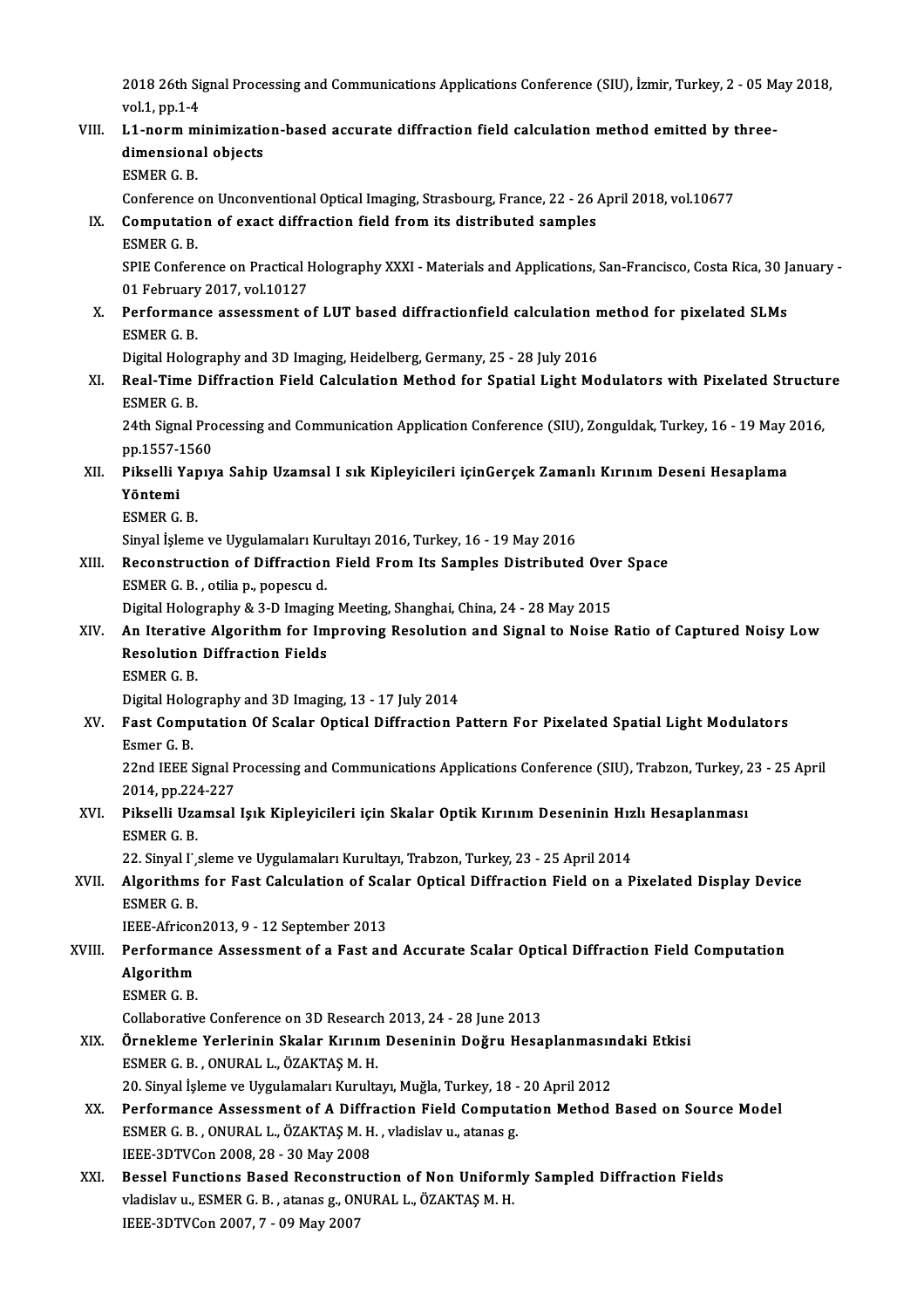2018 26th Signal Processing and Communications Applications Conference (SIU), İzmir, Turkey, 2 - 05 May 2018, vol.1, pp.1-4

VIII. **L1-norm minimization-based accurate diffraction field calculation method emitted by three-dimensional objects**
ESMER G. B.
Conference on Unconventional Optical Imaging, Strasbourg, France, 22 - 26 April 2018, vol.10677

IX. **Computation of exact diffraction field from its distributed samples**
ESMER G. B.
SPIE Conference on Practical Holography XXXI - Materials and Applications, San-Francisco, Costa Rica, 30 January - 01 February 2017, vol.10127

X. **Performance assessment of LUT based diffractionfield calculation method for pixelated SLMs**
ESMER G. B.
Digital Holography and 3D Imaging, Heidelberg, Germany, 25 - 28 July 2016

XI. **Real-Time Diffraction Field Calculation Method for Spatial Light Modulators with Pixelated Structure**
ESMER G. B.
24th Signal Processing and Communication Application Conference (SIU), Zonguldak, Turkey, 16 - 19 May 2016, pp.1557-1560

XII. **Pikselli Yapıya Sahip Uzamsal I sık Kipleyicileri içinGerçek Zamanlı Kırınım Deseni Hesaplama Yöntemi**
ESMER G. B.
Sinyal İşleme ve Uygulamaları Kurultayı 2016, Turkey, 16 - 19 May 2016

XIII. **Reconstruction of Diffraction Field From Its Samples Distributed Over Space**
ESMER G. B. , otilia p., popescu d.
Digital Holography & 3-D Imaging Meeting, Shanghai, China, 24 - 28 May 2015

XIV. **An Iterative Algorithm for Improving Resolution and Signal to Noise Ratio of Captured Noisy Low Resolution Diffraction Fields**
ESMER G. B.
Digital Holography and 3D Imaging, 13 - 17 July 2014

XV. **Fast Computation Of Scalar Optical Diffraction Pattern For Pixelated Spatial Light Modulators**
Esmer G. B.
22nd IEEE Signal Processing and Communications Applications Conference (SIU), Trabzon, Turkey, 23 - 25 April 2014, pp.224-227

XVI. **Pikselli Uzamsal Işık Kipleyicileri için Skalar Optik Kırınım Deseninin Hızlı Hesaplanması**
ESMER G. B.
22. Sinyal I˙,sleme ve Uygulamaları Kurultayı, Trabzon, Turkey, 23 - 25 April 2014

XVII. **Algorithms for Fast Calculation of Scalar Optical Diffraction Field on a Pixelated Display Device**
ESMER G. B.
IEEE-Africon2013, 9 - 12 September 2013

XVIII. **Performance Assessment of a Fast and Accurate Scalar Optical Diffraction Field Computation Algorithm**
ESMER G. B.
Collaborative Conference on 3D Research 2013, 24 - 28 June 2013

XIX. **Örnekleme Yerlerinin Skalar Kırınım Deseninin Doğru Hesaplanmasındaki Etkisi**
ESMER G. B. , ONURAL L., ÖZAKTAŞ M. H.
20. Sinyal İşleme ve Uygulamaları Kurultayı, Muğla, Turkey, 18 - 20 April 2012

XX. **Performance Assessment of A Diffraction Field Computation Method Based on Source Model**
ESMER G. B. , ONURAL L., ÖZAKTAŞ M. H. , vladislav u., atanas g.
IEEE-3DTVCon 2008, 28 - 30 May 2008

XXI. **Bessel Functions Based Reconstruction of Non Uniformly Sampled Diffraction Fields**
vladislav u., ESMER G. B. , atanas g., ONURAL L., ÖZAKTAŞ M. H.
IEEE-3DTVCon 2007, 7 - 09 May 2007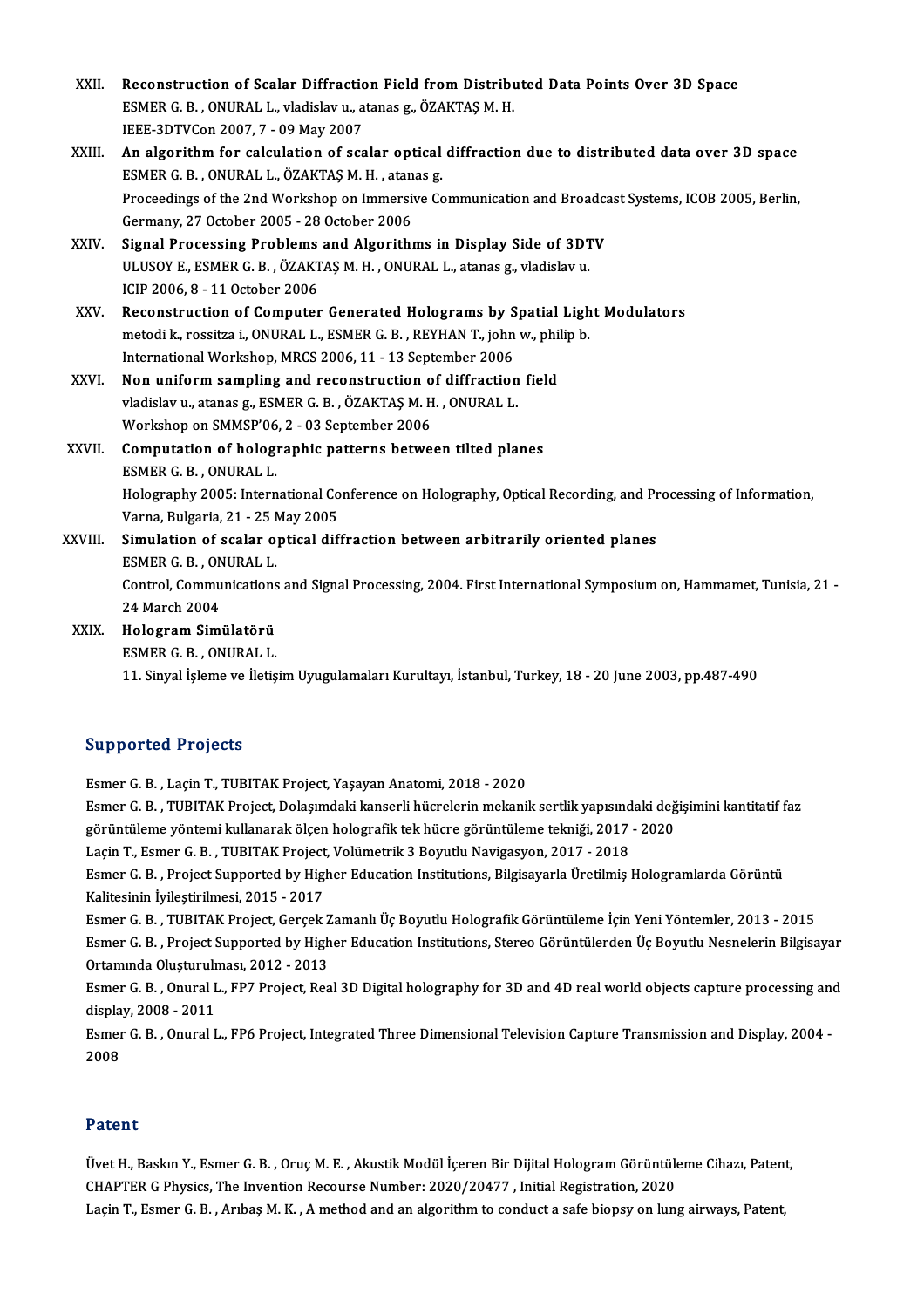XXII. **Reconstruction of Scalar Diffraction Field from Distributed Data Points Over 3D Space**
ESMER G. B. , ONURAL L., vladislav u., atanas g., ÖZAKTAŞ M. H.
IEEE-3DTVCon 2007, 7 - 09 May 2007

XXIII. **An algorithm for calculation of scalar optical diffraction due to distributed data over 3D space**
ESMER G. B. , ONURAL L., ÖZAKTAŞ M. H. , atanas g.
Proceedings of the 2nd Workshop on Immersive Communication and Broadcast Systems, ICOB 2005, Berlin, Germany, 27 October 2005 - 28 October 2006

XXIV. **Signal Processing Problems and Algorithms in Display Side of 3DTV**
ULUSOY E., ESMER G. B. , ÖZAKTAŞ M. H. , ONURAL L., atanas g., vladislav u.
ICIP 2006, 8 - 11 October 2006

XXV. **Reconstruction of Computer Generated Holograms by Spatial Light Modulators**
metodi k., rossitza i., ONURAL L., ESMER G. B. , REYHAN T., john w., philip b.
International Workshop, MRCS 2006, 11 - 13 September 2006

XXVI. **Non uniform sampling and reconstruction of diffraction field**
vladislav u., atanas g., ESMER G. B. , ÖZAKTAŞ M. H. , ONURAL L.
Workshop on SMMSP'06, 2 - 03 September 2006

XXVII. **Computation of holographic patterns between tilted planes**
ESMER G. B. , ONURAL L.
Holography 2005: International Conference on Holography, Optical Recording, and Processing of Information, Varna, Bulgaria, 21 - 25 May 2005

XXVIII. **Simulation of scalar optical diffraction between arbitrarily oriented planes**
ESMER G. B. , ONURAL L.
Control, Communications and Signal Processing, 2004. First International Symposium on, Hammamet, Tunisia, 21 - 24 March 2004

XXIX. **Hologram Simülatörü**
ESMER G. B. , ONURAL L.
11. Sinyal İşleme ve İletişim Uygulamaları Kurultayı, İstanbul, Turkey, 18 - 20 June 2003, pp.487-490

## Supported Projects

Esmer G. B. , Laçin T., TUBITAK Project, Yaşayan Anatomi, 2018 - 2020

Esmer G. B. , TUBITAK Project, Dolaşımdaki kanserli hücrelerin mekanik sertlik yapısındaki değişimini kantitatif faz görüntüleme yöntemi kullanarak ölçen holografik tek hücre görüntüleme tekniği, 2017 - 2020

Laçin T., Esmer G. B. , TUBITAK Project, Volümetrik 3 Boyutlu Navigasyon, 2017 - 2018

Esmer G. B. , Project Supported by Higher Education Institutions, Bilgisayarla Üretilmiş Hologramlarda Görüntü Kalitesinin İyileştirilmesi, 2015 - 2017

Esmer G. B. , TUBITAK Project, Gerçek Zamanlı Üç Boyutlu Holografik Görüntüleme İçin Yeni Yöntemler, 2013 - 2015

Esmer G. B. , Project Supported by Higher Education Institutions, Stereo Görüntülerden Üç Boyutlu Nesnelerin Bilgisayar Ortamında Oluşturulması, 2012 - 2013

Esmer G. B. , Onural L., FP7 Project, Real 3D Digital holography for 3D and 4D real world objects capture processing and display, 2008 - 2011

Esmer G. B. , Onural L., FP6 Project, Integrated Three Dimensional Television Capture Transmission and Display, 2004 - 2008

## Patent

Üvet H., Baskın Y., Esmer G. B. , Oruç M. E. , Akustik Modül İçeren Bir Dijital Hologram Görüntüleme Cihazı, Patent, CHAPTER G Physics, The Invention Recourse Number: 2020/20477 , Initial Registration, 2020

Laçin T., Esmer G. B. , Arıbaş M. K. , A method and an algorithm to conduct a safe biopsy on lung airways, Patent,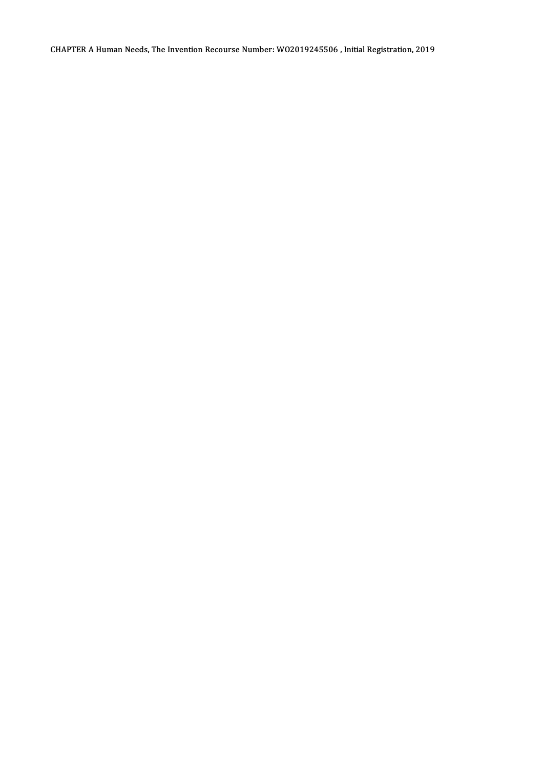CHAPTER A Human Needs, The Invention Recourse Number: WO2019245506 , Initial Registration, 2019